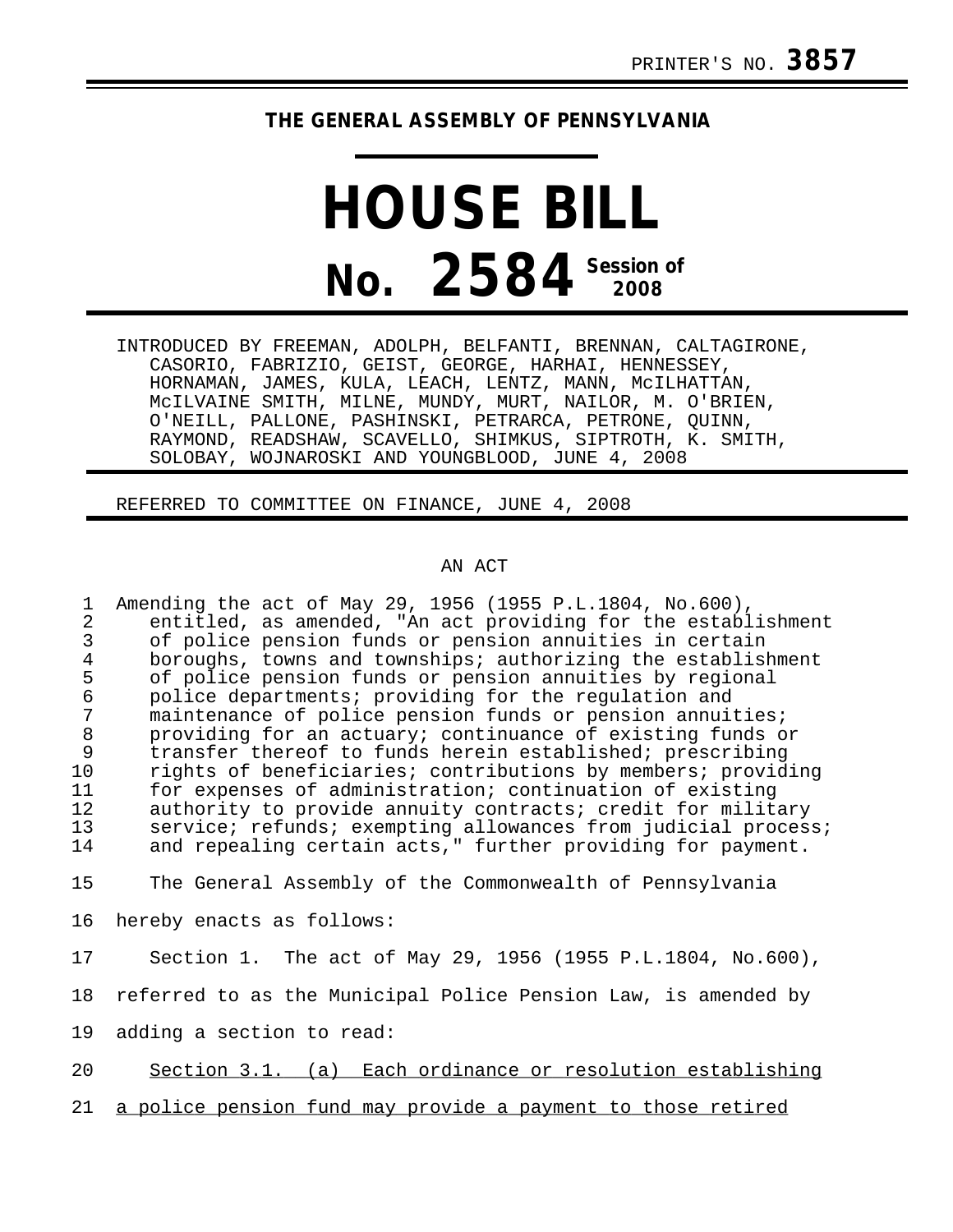PRINTER'S NO. **3857**

**THE GENERAL ASSEMBLY OF PENNSYLVANIA**

# HOUSE BILL

# No. 2584 Session of 2008

INTRODUCED BY FREEMAN, ADOLPH, BELFANTI, BRENNAN, CALTAGIRONE, CASORIO, FABRIZIO, GEIST, GEORGE, HARHAI, HENNESSEY, HORNAMAN, JAMES, KULA, LEACH, LENTZ, MANN, McILHATTAN, McILVAINE SMITH, MILNE, MUNDY, MURT, NAILOR, M. O'BRIEN, O'NEILL, PALLONE, PASHINSKI, PETRARCA, PETRONE, QUINN, RAYMOND, READSHAW, SCAVELLO, SHIMKUS, SIPTROTH, K. SMITH, SOLOBAY, WOJNAROSKI AND YOUNGBLOOD, JUNE 4, 2008

REFERRED TO COMMITTEE ON FINANCE, JUNE 4, 2008

AN ACT

1 Amending the act of May 29, 1956 (1955 P.L.1804, No.600),
2 entitled, as amended, "An act providing for the establishment
3 of police pension funds or pension annuities in certain
4 boroughs, towns and townships; authorizing the establishment
5 of police pension funds or pension annuities by regional
6 police departments; providing for the regulation and
7 maintenance of police pension funds or pension annuities;
8 providing for an actuary; continuance of existing funds or
9 transfer thereof to funds herein established; prescribing
10 rights of beneficiaries; contributions by members; providing
11 for expenses of administration; continuation of existing
12 authority to provide annuity contracts; credit for military
13 service; refunds; exempting allowances from judicial process;
14 and repealing certain acts," further providing for payment.

15 The General Assembly of the Commonwealth of Pennsylvania
16 hereby enacts as follows:

17 Section 1. The act of May 29, 1956 (1955 P.L.1804, No.600),
18 referred to as the Municipal Police Pension Law, is amended by
19 adding a section to read:

20 Section 3.1. (a) Each ordinance or resolution establishing
21 a police pension fund may provide a payment to those retired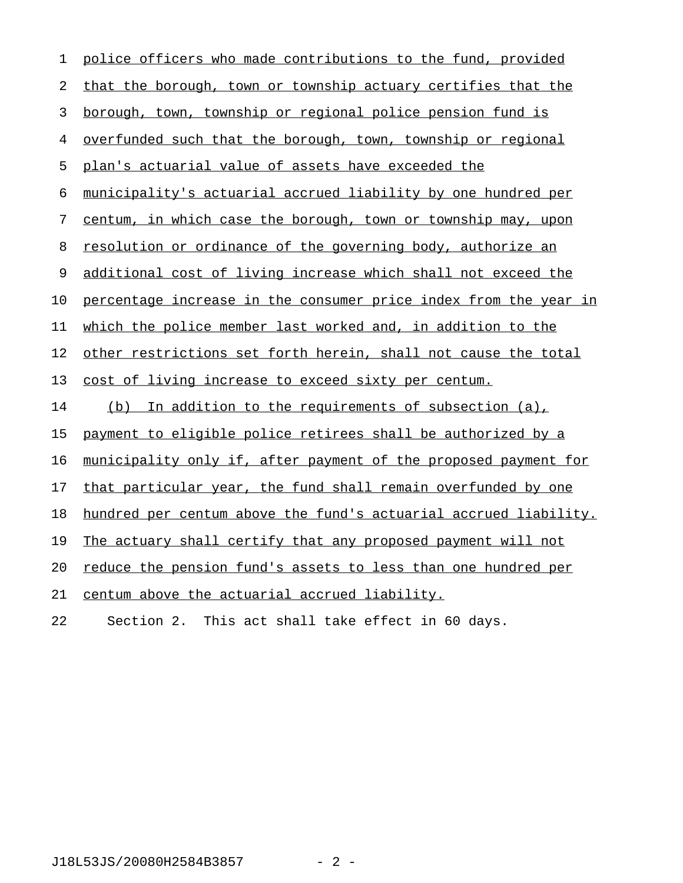police officers who made contributions to the fund, provided that the borough, town or township actuary certifies that the borough, town, township or regional police pension fund is overfunded such that the borough, town, township or regional plan's actuarial value of assets have exceeded the municipality's actuarial accrued liability by one hundred per centum, in which case the borough, town or township may, upon resolution or ordinance of the governing body, authorize an additional cost of living increase which shall not exceed the percentage increase in the consumer price index from the year in which the police member last worked and, in addition to the other restrictions set forth herein, shall not cause the total cost of living increase to exceed sixty per centum.

(b) In addition to the requirements of subsection (a), payment to eligible police retirees shall be authorized by a municipality only if, after payment of the proposed payment for that particular year, the fund shall remain overfunded by one hundred per centum above the fund's actuarial accrued liability. The actuary shall certify that any proposed payment will not reduce the pension fund's assets to less than one hundred per centum above the actuarial accrued liability.

Section 2. This act shall take effect in 60 days.